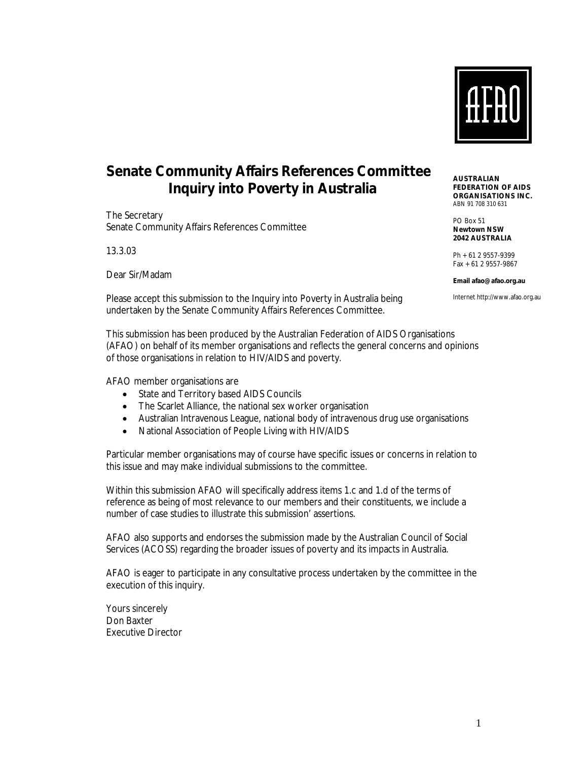**AUSTRALIAN FEDERATION OF AIDS ORGANISATIONS INC.**
ABN 91 708 310 631

PO Box 51
**Newtown NSW**
**2042 AUSTRALIA**

Ph + 61 2 9557-9399
Fax + 61 2 9557-9867

**Email afao@afao.org.au**

Internet http://www.afao.org.au

# Senate Community Affairs References Committee Inquiry into Poverty in Australia

The Secretary
Senate Community Affairs References Committee

13.3.03

Dear Sir/Madam

Please accept this submission to the Inquiry into Poverty in Australia being undertaken by the Senate Community Affairs References Committee.

This submission has been produced by the Australian Federation of AIDS Organisations (AFAO) on behalf of its member organisations and reflects the general concerns and opinions of those organisations in relation to HIV/AIDS and poverty.

AFAO member organisations are

- State and Territory based AIDS Councils
- The Scarlet Alliance, the national sex worker organisation
- Australian Intravenous League, national body of intravenous drug use organisations
- National Association of People Living with HIV/AIDS

Particular member organisations may of course have specific issues or concerns in relation to this issue and may make individual submissions to the committee.

Within this submission AFAO will specifically address items 1.c and 1.d of the terms of reference as being of most relevance to our members and their constituents, we include a number of case studies to illustrate this submission' assertions.

AFAO also supports and endorses the submission made by the Australian Council of Social Services (ACOSS) regarding the broader issues of poverty and its impacts in Australia.

AFAO is eager to participate in any consultative process undertaken by the committee in the execution of this inquiry.

Yours sincerely
Don Baxter
Executive Director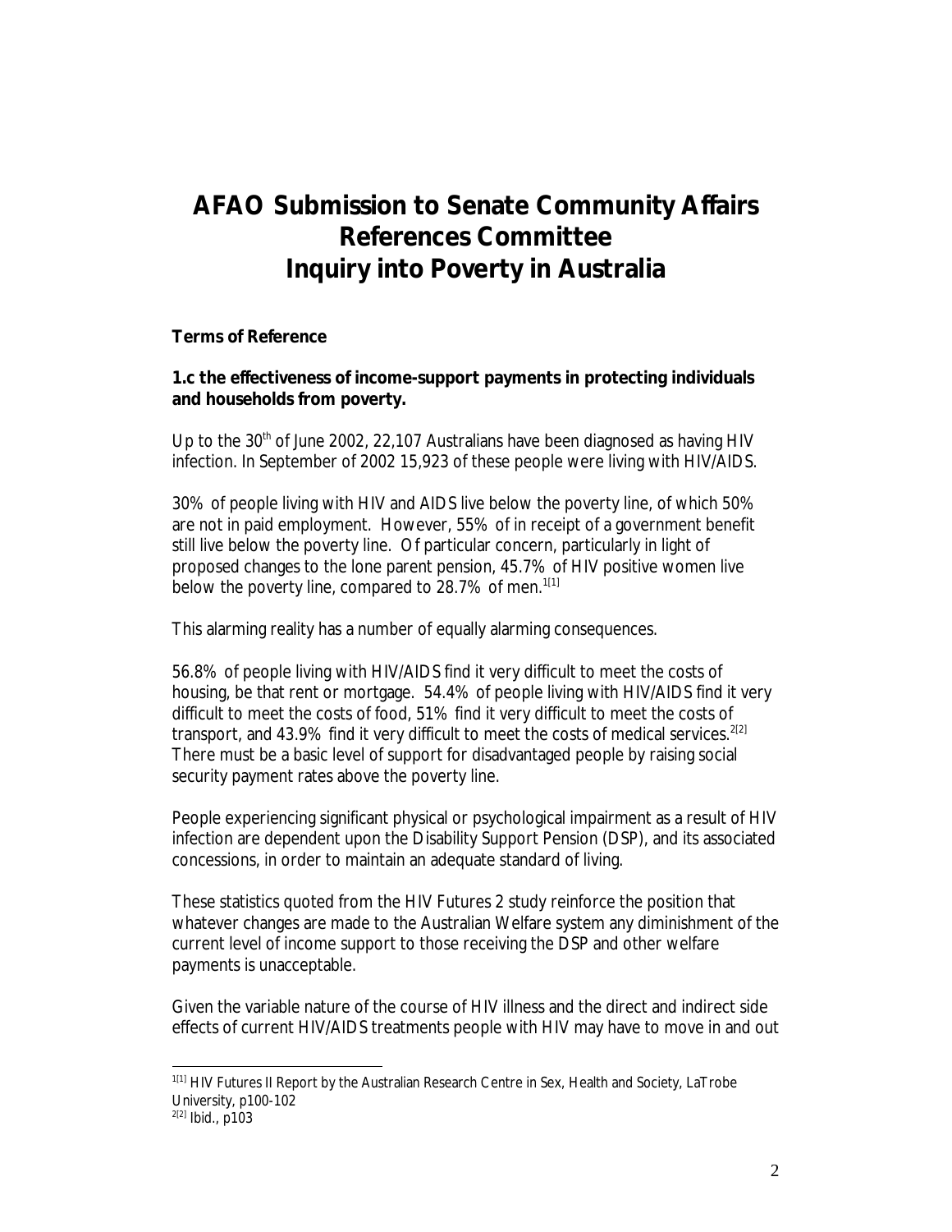# AFAO Submission to Senate Community Affairs References Committee Inquiry into Poverty in Australia

**Terms of Reference**

**1.c the effectiveness of income-support payments in protecting individuals and households from poverty.**

Up to the 30th of June 2002, 22,107 Australians have been diagnosed as having HIV infection. In September of 2002 15,923 of these people were living with HIV/AIDS.

30% of people living with HIV and AIDS live below the poverty line, of which 50% are not in paid employment. However, 55% of in receipt of a government benefit still live below the poverty line. Of particular concern, particularly in light of proposed changes to the lone parent pension, 45.7% of HIV positive women live below the poverty line, compared to 28.7% of men.[1][1]

This alarming reality has a number of equally alarming consequences.

56.8% of people living with HIV/AIDS find it very difficult to meet the costs of housing, be that rent or mortgage. 54.4% of people living with HIV/AIDS find it very difficult to meet the costs of food, 51% find it very difficult to meet the costs of transport, and 43.9% find it very difficult to meet the costs of medical services.[2][2] There must be a basic level of support for disadvantaged people by raising social security payment rates above the poverty line.

People experiencing significant physical or psychological impairment as a result of HIV infection are dependent upon the Disability Support Pension (DSP), and its associated concessions, in order to maintain an adequate standard of living.

These statistics quoted from the HIV Futures 2 study reinforce the position that whatever changes are made to the Australian Welfare system any diminishment of the current level of income support to those receiving the DSP and other welfare payments is unacceptable.

Given the variable nature of the course of HIV illness and the direct and indirect side effects of current HIV/AIDS treatments people with HIV may have to move in and out

---

[1][1] HIV Futures II Report by the Australian Research Centre in Sex, Health and Society, LaTrobe University, p100-102

[2][2] Ibid., p103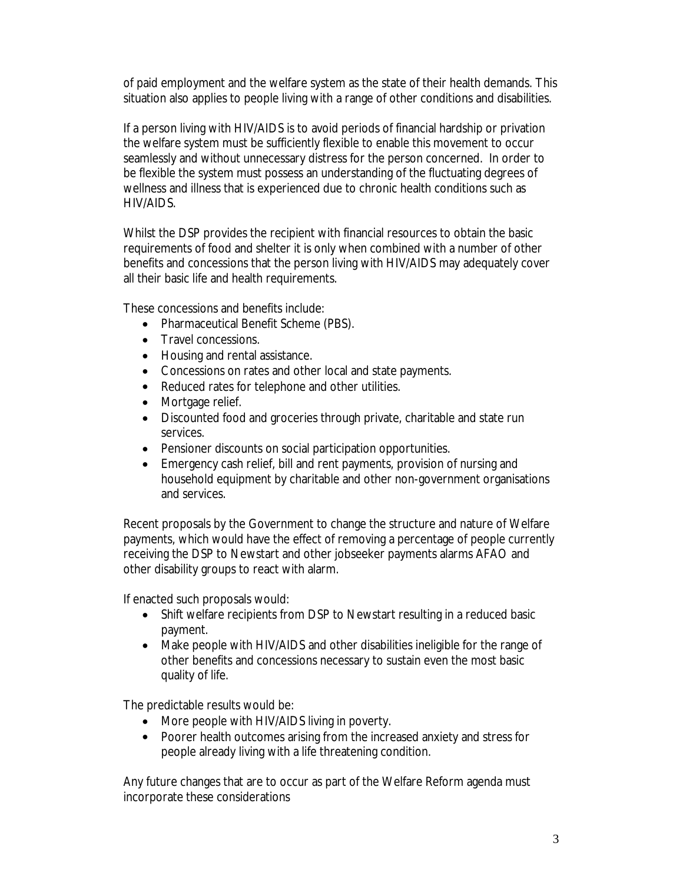of paid employment and the welfare system as the state of their health demands. This situation also applies to people living with a range of other conditions and disabilities.

If a person living with HIV/AIDS is to avoid periods of financial hardship or privation the welfare system must be sufficiently flexible to enable this movement to occur seamlessly and without unnecessary distress for the person concerned. In order to be flexible the system must possess an understanding of the fluctuating degrees of wellness and illness that is experienced due to chronic health conditions such as HIV/AIDS.

Whilst the DSP provides the recipient with financial resources to obtain the basic requirements of food and shelter it is only when combined with a number of other benefits and concessions that the person living with HIV/AIDS may adequately cover all their basic life and health requirements.

These concessions and benefits include:

- Pharmaceutical Benefit Scheme (PBS).
- Travel concessions.
- Housing and rental assistance.
- Concessions on rates and other local and state payments.
- Reduced rates for telephone and other utilities.
- Mortgage relief.
- Discounted food and groceries through private, charitable and state run services.
- Pensioner discounts on social participation opportunities.
- Emergency cash relief, bill and rent payments, provision of nursing and household equipment by charitable and other non-government organisations and services.

Recent proposals by the Government to change the structure and nature of Welfare payments, which would have the effect of removing a percentage of people currently receiving the DSP to Newstart and other jobseeker payments alarms AFAO and other disability groups to react with alarm.

If enacted such proposals would:

- Shift welfare recipients from DSP to Newstart resulting in a reduced basic payment.
- Make people with HIV/AIDS and other disabilities ineligible for the range of other benefits and concessions necessary to sustain even the most basic quality of life.

The predictable results would be:

- More people with HIV/AIDS living in poverty.
- Poorer health outcomes arising from the increased anxiety and stress for people already living with a life threatening condition.

Any future changes that are to occur as part of the Welfare Reform agenda must incorporate these considerations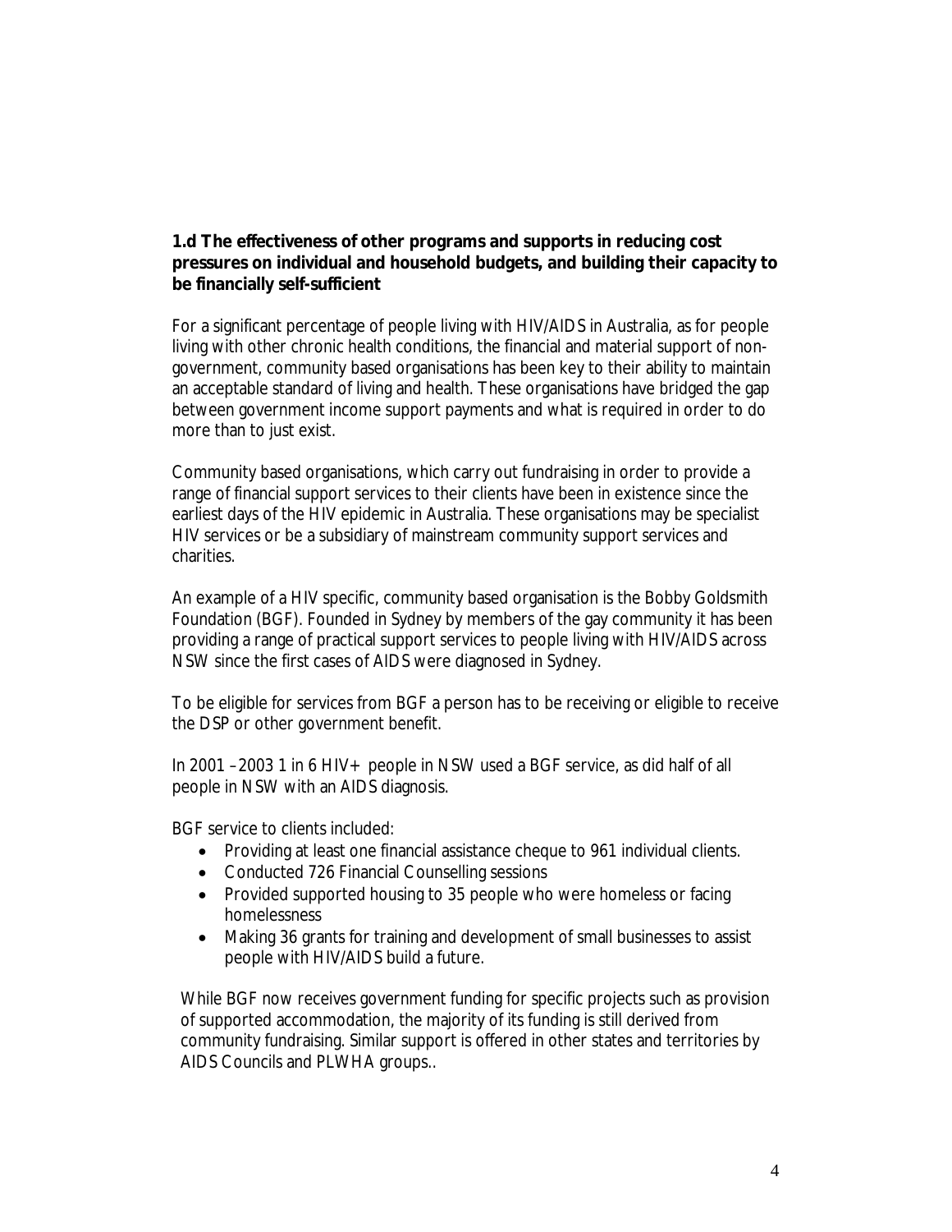**1.d The effectiveness of other programs and supports in reducing cost pressures on individual and household budgets, and building their capacity to be financially self-sufficient**

For a significant percentage of people living with HIV/AIDS in Australia, as for people living with other chronic health conditions, the financial and material support of non-government, community based organisations has been key to their ability to maintain an acceptable standard of living and health. These organisations have bridged the gap between government income support payments and what is required in order to do more than to just exist.

Community based organisations, which carry out fundraising in order to provide a range of financial support services to their clients have been in existence since the earliest days of the HIV epidemic in Australia. These organisations may be specialist HIV services or be a subsidiary of mainstream community support services and charities.

An example of a HIV specific, community based organisation is the Bobby Goldsmith Foundation (BGF). Founded in Sydney by members of the gay community it has been providing a range of practical support services to people living with HIV/AIDS across NSW since the first cases of AIDS were diagnosed in Sydney.

To be eligible for services from BGF a person has to be receiving or eligible to receive the DSP or other government benefit.

In 2001 –2003 1 in 6 HIV+ people in NSW used a BGF service, as did half of all people in NSW with an AIDS diagnosis.

BGF service to clients included:

- Providing at least one financial assistance cheque to 961 individual clients.
- Conducted 726 Financial Counselling sessions
- Provided supported housing to 35 people who were homeless or facing homelessness
- Making 36 grants for training and development of small businesses to assist people with HIV/AIDS build a future.

While BGF now receives government funding for specific projects such as provision of supported accommodation, the majority of its funding is still derived from community fundraising. Similar support is offered in other states and territories by AIDS Councils and PLWHA groups..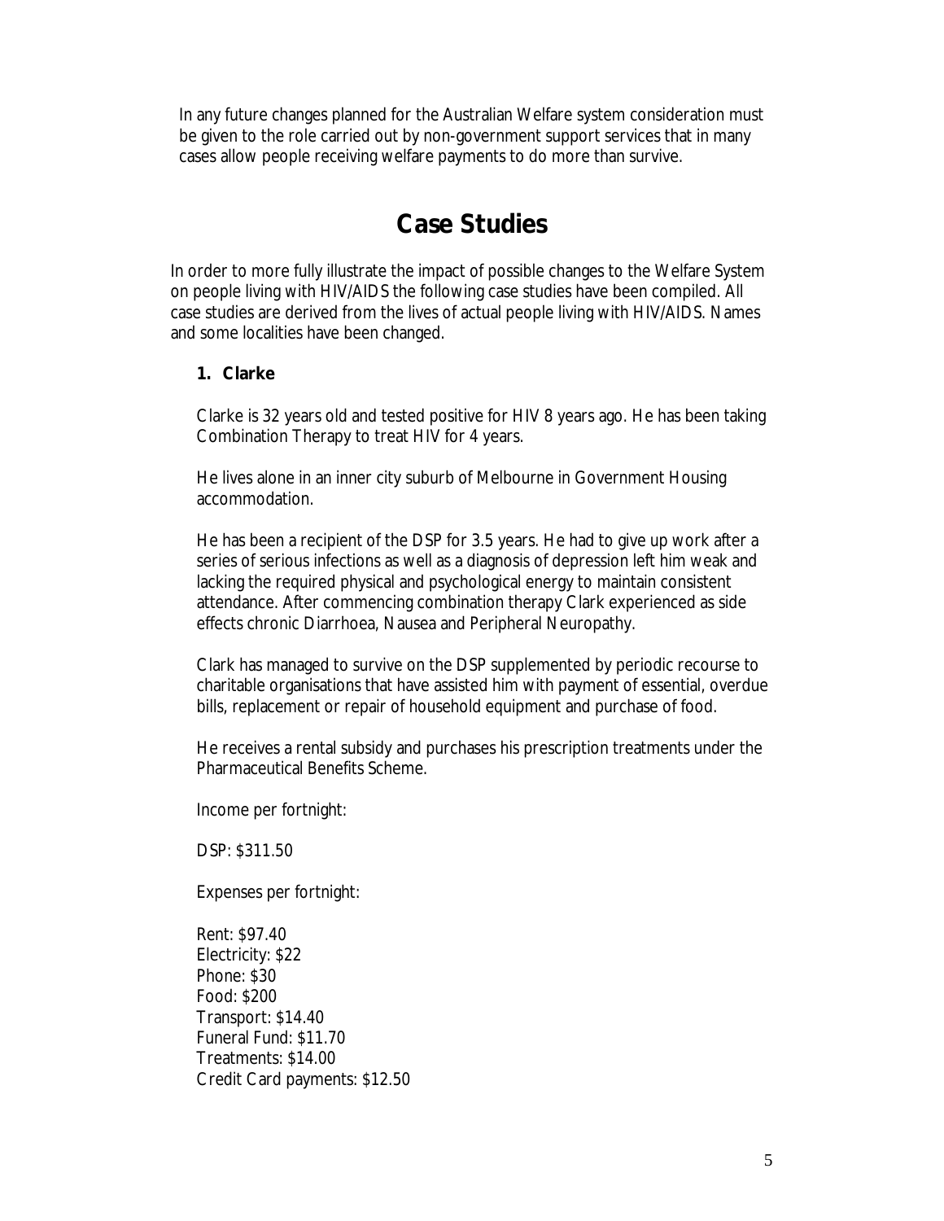In any future changes planned for the Australian Welfare system consideration must be given to the role carried out by non-government support services that in many cases allow people receiving welfare payments to do more than survive.

# Case Studies

In order to more fully illustrate the impact of possible changes to the Welfare System on people living with HIV/AIDS the following case studies have been compiled. All case studies are derived from the lives of actual people living with HIV/AIDS. Names and some localities have been changed.

**1. Clarke**

Clarke is 32 years old and tested positive for HIV 8 years ago. He has been taking Combination Therapy to treat HIV for 4 years.

He lives alone in an inner city suburb of Melbourne in Government Housing accommodation.

He has been a recipient of the DSP for 3.5 years. He had to give up work after a series of serious infections as well as a diagnosis of depression left him weak and lacking the required physical and psychological energy to maintain consistent attendance. After commencing combination therapy Clark experienced as side effects chronic Diarrhoea, Nausea and Peripheral Neuropathy.

Clark has managed to survive on the DSP supplemented by periodic recourse to charitable organisations that have assisted him with payment of essential, overdue bills, replacement or repair of household equipment and purchase of food.

He receives a rental subsidy and purchases his prescription treatments under the Pharmaceutical Benefits Scheme.

Income per fortnight:

DSP: $311.50

Expenses per fortnight:

Rent: $97.40
Electricity: $22
Phone: $30
Food: $200
Transport: $14.40
Funeral Fund: $11.70
Treatments: $14.00
Credit Card payments: $12.50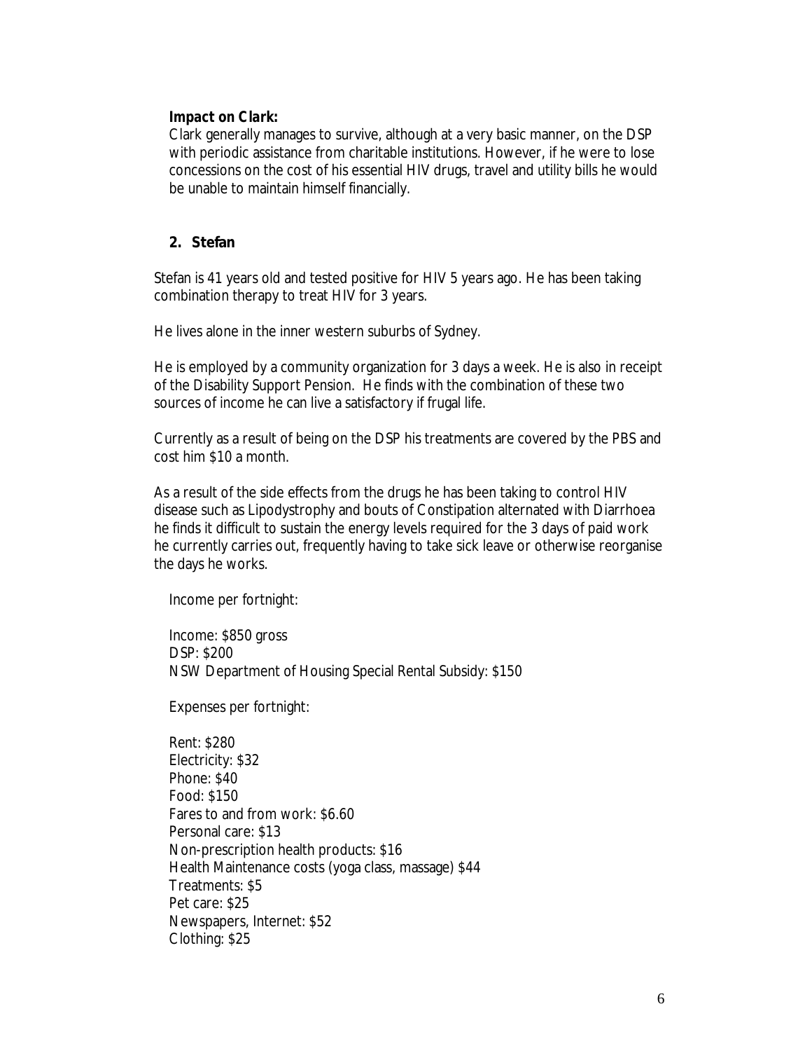**Impact on Clark:**

Clark generally manages to survive, although at a very basic manner, on the DSP with periodic assistance from charitable institutions. However, if he were to lose concessions on the cost of his essential HIV drugs, travel and utility bills he would be unable to maintain himself financially.

2. **Stefan**

Stefan is 41 years old and tested positive for HIV 5 years ago. He has been taking combination therapy to treat HIV for 3 years.

He lives alone in the inner western suburbs of Sydney.

He is employed by a community organization for 3 days a week. He is also in receipt of the Disability Support Pension. He finds with the combination of these two sources of income he can live a satisfactory if frugal life.

Currently as a result of being on the DSP his treatments are covered by the PBS and cost him $10 a month.

As a result of the side effects from the drugs he has been taking to control HIV disease such as Lipodystrophy and bouts of Constipation alternated with Diarrhoea he finds it difficult to sustain the energy levels required for the 3 days of paid work he currently carries out, frequently having to take sick leave or otherwise reorganise the days he works.

Income per fortnight:

Income: $850 gross
DSP: $200
NSW Department of Housing Special Rental Subsidy: $150

Expenses per fortnight:

Rent: $280
Electricity: $32
Phone: $40
Food: $150
Fares to and from work: $6.60
Personal care: $13
Non-prescription health products: $16
Health Maintenance costs (yoga class, massage) $44
Treatments: $5
Pet care: $25
Newspapers, Internet: $52
Clothing: $25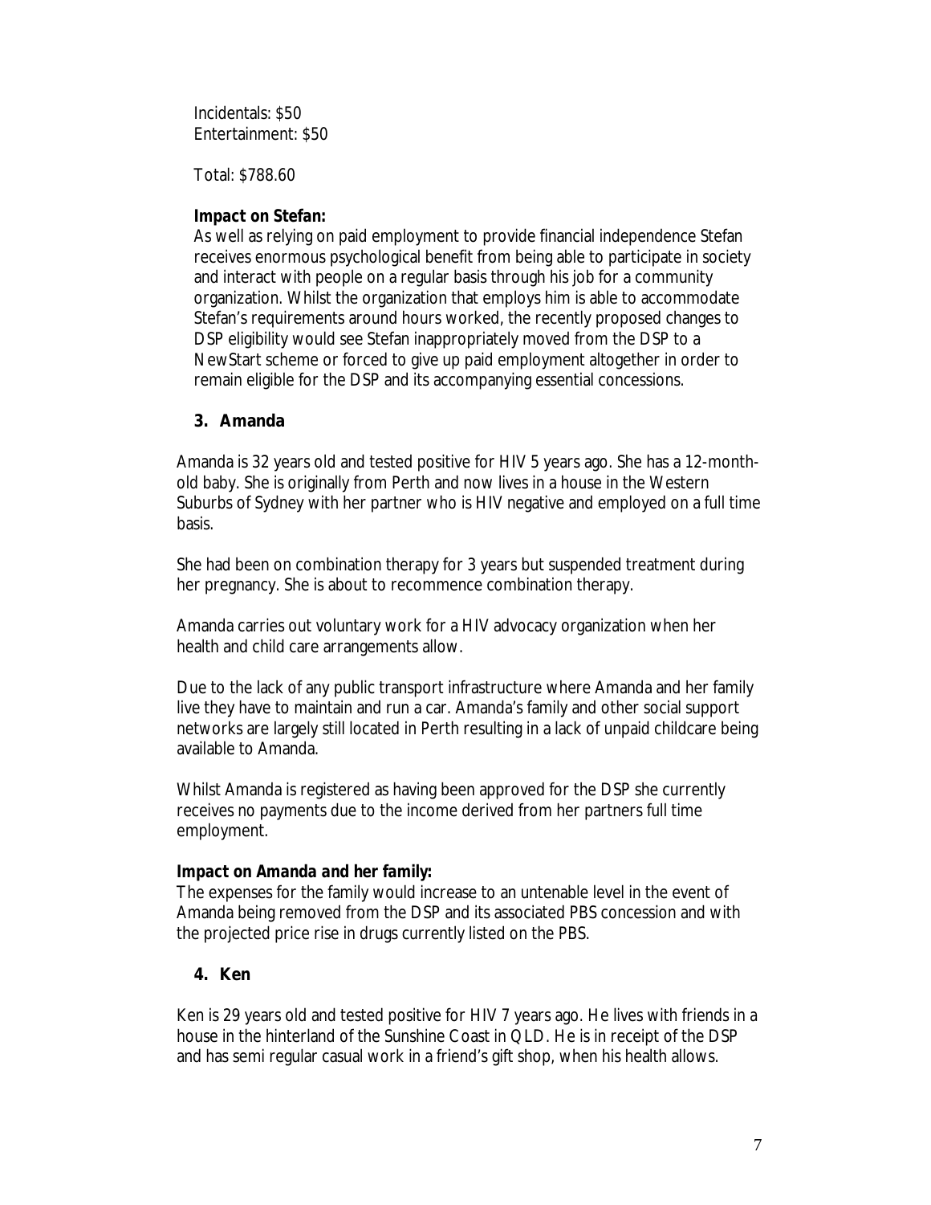Incidentals: $50
Entertainment: $50

Total: $788.60

**Impact on Stefan:**
As well as relying on paid employment to provide financial independence Stefan receives enormous psychological benefit from being able to participate in society and interact with people on a regular basis through his job for a community organization. Whilst the organization that employs him is able to accommodate Stefan's requirements around hours worked, the recently proposed changes to DSP eligibility would see Stefan inappropriately moved from the DSP to a NewStart scheme or forced to give up paid employment altogether in order to remain eligible for the DSP and its accompanying essential concessions.

### 3. Amanda

Amanda is 32 years old and tested positive for HIV 5 years ago. She has a 12-month-old baby. She is originally from Perth and now lives in a house in the Western Suburbs of Sydney with her partner who is HIV negative and employed on a full time basis.

She had been on combination therapy for 3 years but suspended treatment during her pregnancy. She is about to recommence combination therapy.

Amanda carries out voluntary work for a HIV advocacy organization when her health and child care arrangements allow.

Due to the lack of any public transport infrastructure where Amanda and her family live they have to maintain and run a car. Amanda's family and other social support networks are largely still located in Perth resulting in a lack of unpaid childcare being available to Amanda.

Whilst Amanda is registered as having been approved for the DSP she currently receives no payments due to the income derived from her partners full time employment.

**Impact on Amanda and her family:**
The expenses for the family would increase to an untenable level in the event of Amanda being removed from the DSP and its associated PBS concession and with the projected price rise in drugs currently listed on the PBS.

### 4. Ken

Ken is 29 years old and tested positive for HIV 7 years ago. He lives with friends in a house in the hinterland of the Sunshine Coast in QLD. He is in receipt of the DSP and has semi regular casual work in a friend's gift shop, when his health allows.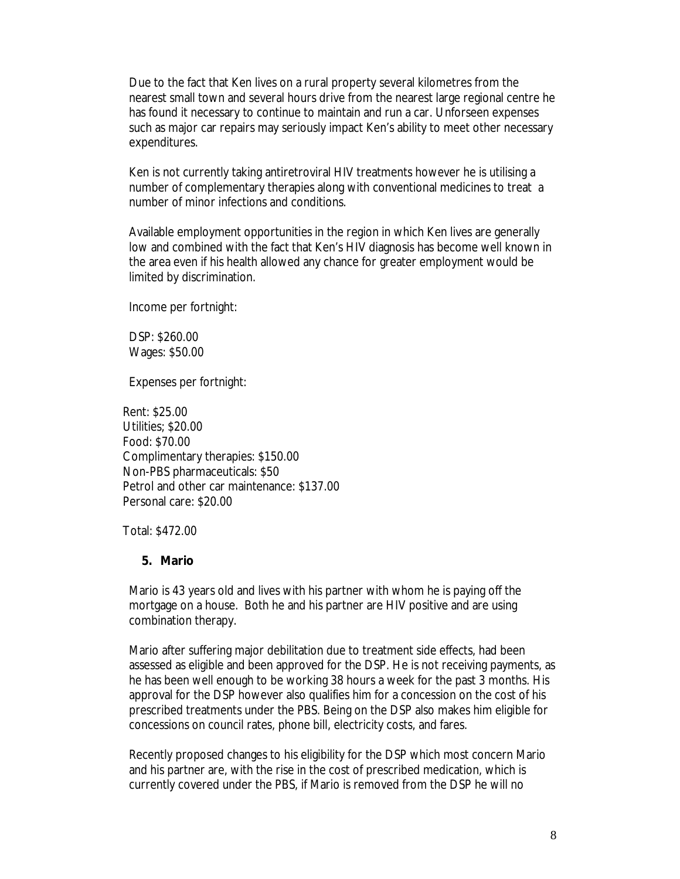Due to the fact that Ken lives on a rural property several kilometres from the nearest small town and several hours drive from the nearest large regional centre he has found it necessary to continue to maintain and run a car. Unforseen expenses such as major car repairs may seriously impact Ken's ability to meet other necessary expenditures.

Ken is not currently taking antiretroviral HIV treatments however he is utilising a number of complementary therapies along with conventional medicines to treat a number of minor infections and conditions.

Available employment opportunities in the region in which Ken lives are generally low and combined with the fact that Ken's HIV diagnosis has become well known in the area even if his health allowed any chance for greater employment would be limited by discrimination.

Income per fortnight:

DSP: $260.00
Wages: $50.00

Expenses per fortnight:

Rent: $25.00
Utilities; $20.00
Food: $70.00
Complimentary therapies: $150.00
Non-PBS pharmaceuticals: $50
Petrol and other car maintenance: $137.00
Personal care: $20.00

Total: $472.00

**5. Mario**

Mario is 43 years old and lives with his partner with whom he is paying off the mortgage on a house. Both he and his partner are HIV positive and are using combination therapy.

Mario after suffering major debilitation due to treatment side effects, had been assessed as eligible and been approved for the DSP. He is not receiving payments, as he has been well enough to be working 38 hours a week for the past 3 months. His approval for the DSP however also qualifies him for a concession on the cost of his prescribed treatments under the PBS. Being on the DSP also makes him eligible for concessions on council rates, phone bill, electricity costs, and fares.

Recently proposed changes to his eligibility for the DSP which most concern Mario and his partner are, with the rise in the cost of prescribed medication, which is currently covered under the PBS, if Mario is removed from the DSP he will no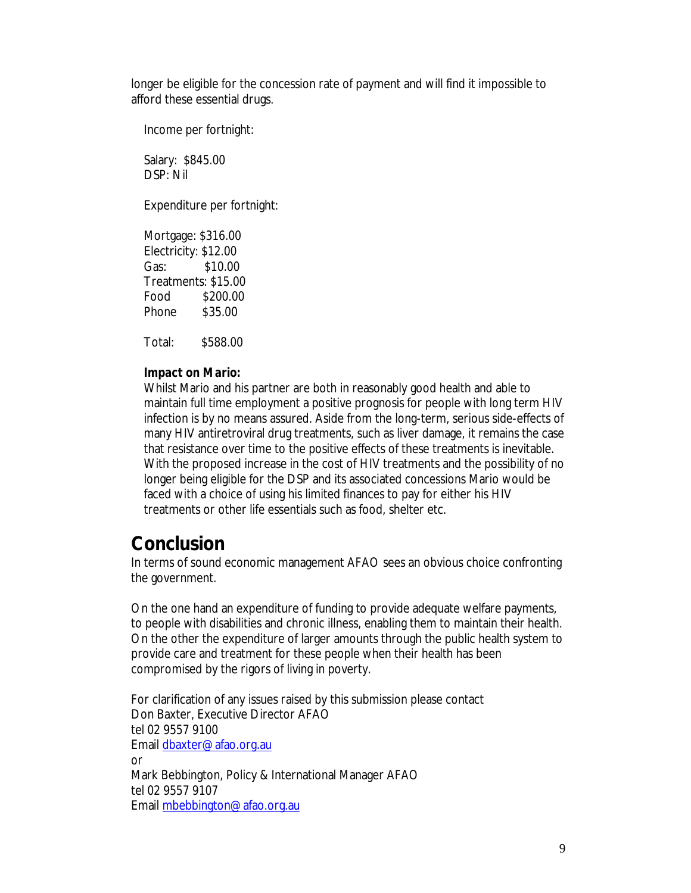longer be eligible for the concession rate of payment and will find it impossible to afford these essential drugs.

Income per fortnight:

Salary: $845.00
DSP: Nil

Expenditure per fortnight:

Mortgage: $316.00
Electricity: $12.00
Gas: $10.00
Treatments: $15.00
Food $200.00
Phone $35.00

Total: $588.00

**Impact on Mario:**
Whilst Mario and his partner are both in reasonably good health and able to maintain full time employment a positive prognosis for people with long term HIV infection is by no means assured. Aside from the long-term, serious side-effects of many HIV antiretroviral drug treatments, such as liver damage, it remains the case that resistance over time to the positive effects of these treatments is inevitable. With the proposed increase in the cost of HIV treatments and the possibility of no longer being eligible for the DSP and its associated concessions Mario would be faced with a choice of using his limited finances to pay for either his HIV treatments or other life essentials such as food, shelter etc.

# Conclusion

In terms of sound economic management AFAO sees an obvious choice confronting the government.

On the one hand an expenditure of funding to provide adequate welfare payments, to people with disabilities and chronic illness, enabling them to maintain their health. On the other the expenditure of larger amounts through the public health system to provide care and treatment for these people when their health has been compromised by the rigors of living in poverty.

For clarification of any issues raised by this submission please contact
Don Baxter, Executive Director AFAO
tel 02 9557 9100
Email dbaxter@afao.org.au
or
Mark Bebbington, Policy & International Manager AFAO
tel 02 9557 9107
Email mbebbington@afao.org.au